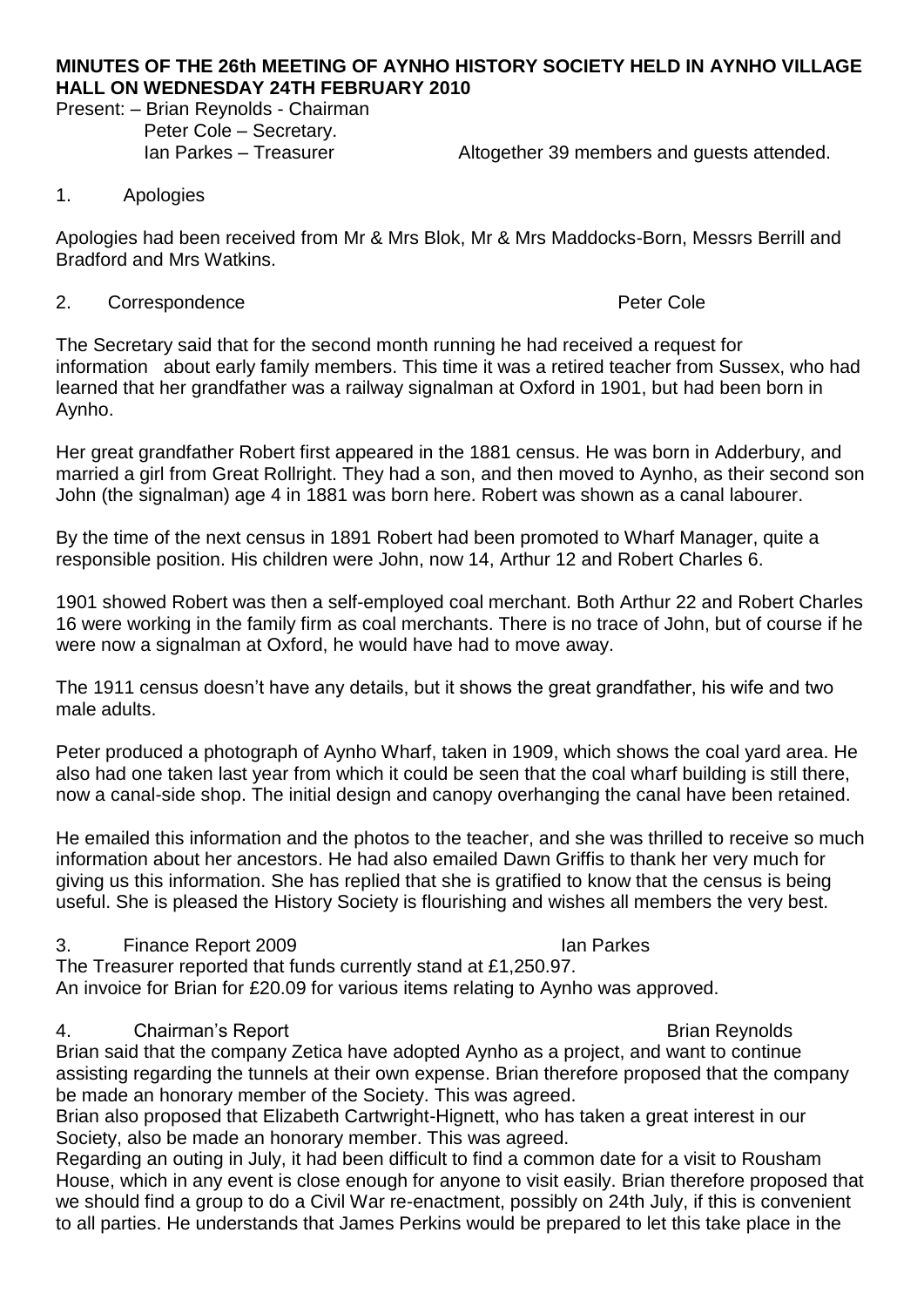**MINUTES OF THE 26th MEETING OF AYNHO HISTORY SOCIETY HELD IN AYNHO VILLAGE HALL ON WEDNESDAY 24TH FEBRUARY 2010**

Present: – Brian Reynolds - Chairman
Peter Cole – Secretary.
Ian Parkes – Treasurer Altogether 39 members and guests attended.

1. Apologies

Apologies had been received from Mr & Mrs Blok, Mr & Mrs Maddocks-Born, Messrs Berrill and Bradford and Mrs Watkins.

2. Correspondence Peter Cole

The Secretary said that for the second month running he had received a request for information about early family members. This time it was a retired teacher from Sussex, who had learned that her grandfather was a railway signalman at Oxford in 1901, but had been born in Aynho.

Her great grandfather Robert first appeared in the 1881 census. He was born in Adderbury, and married a girl from Great Rollright. They had a son, and then moved to Aynho, as their second son John (the signalman) age 4 in 1881 was born here. Robert was shown as a canal labourer.

By the time of the next census in 1891 Robert had been promoted to Wharf Manager, quite a responsible position. His children were John, now 14, Arthur 12 and Robert Charles 6.

1901 showed Robert was then a self-employed coal merchant. Both Arthur 22 and Robert Charles 16 were working in the family firm as coal merchants. There is no trace of John, but of course if he were now a signalman at Oxford, he would have had to move away.

The 1911 census doesn't have any details, but it shows the great grandfather, his wife and two male adults.

Peter produced a photograph of Aynho Wharf, taken in 1909, which shows the coal yard area. He also had one taken last year from which it could be seen that the coal wharf building is still there, now a canal-side shop. The initial design and canopy overhanging the canal have been retained.

He emailed this information and the photos to the teacher, and she was thrilled to receive so much information about her ancestors. He had also emailed Dawn Griffis to thank her very much for giving us this information. She has replied that she is gratified to know that the census is being useful. She is pleased the History Society is flourishing and wishes all members the very best.

3. Finance Report 2009 Ian Parkes

The Treasurer reported that funds currently stand at £1,250.97.
An invoice for Brian for £20.09 for various items relating to Aynho was approved.

4. Chairman's Report Brian Reynolds

Brian said that the company Zetica have adopted Aynho as a project, and want to continue assisting regarding the tunnels at their own expense. Brian therefore proposed that the company be made an honorary member of the Society. This was agreed.
Brian also proposed that Elizabeth Cartwright-Hignett, who has taken a great interest in our Society, also be made an honorary member. This was agreed.
Regarding an outing in July, it had been difficult to find a common date for a visit to Rousham House, which in any event is close enough for anyone to visit easily. Brian therefore proposed that we should find a group to do a Civil War re-enactment, possibly on 24th July, if this is convenient to all parties. He understands that James Perkins would be prepared to let this take place in the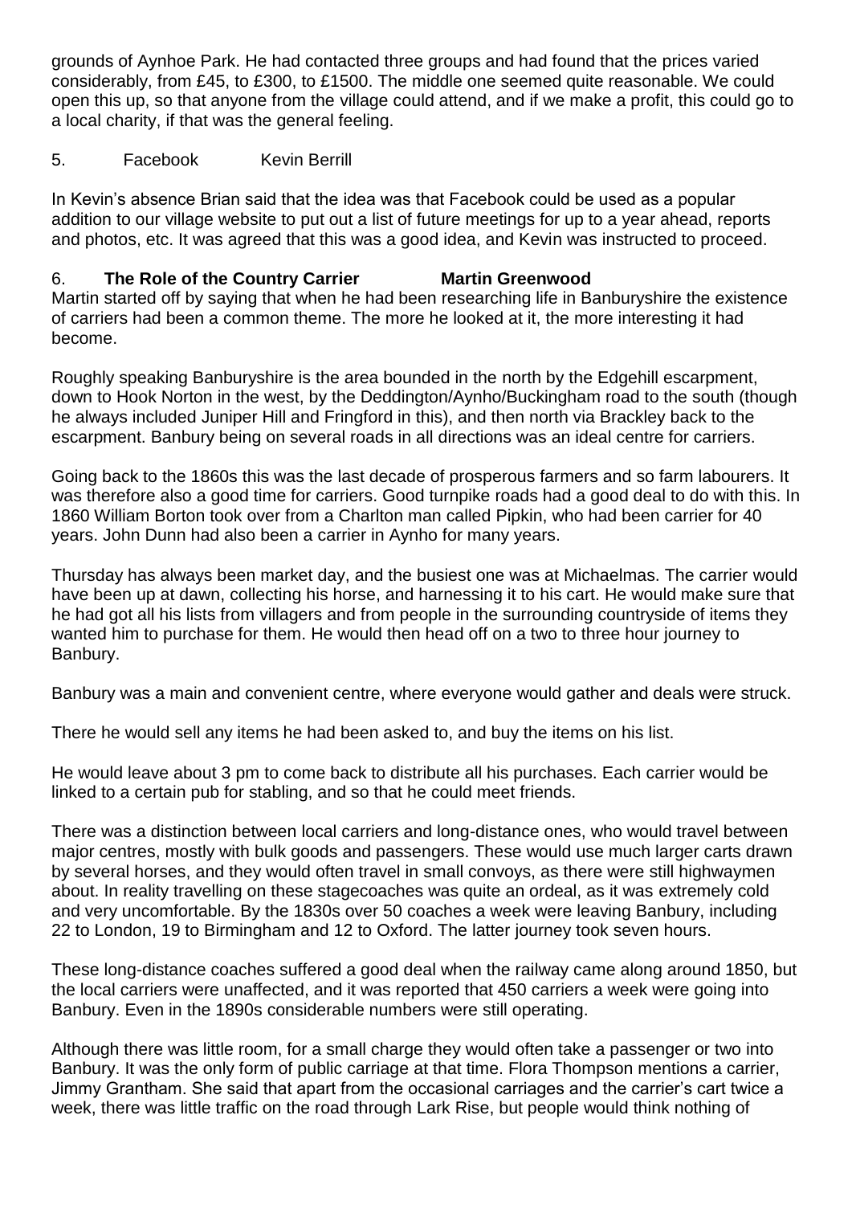grounds of Aynhoe Park. He had contacted three groups and had found that the prices varied considerably, from £45, to £300, to £1500. The middle one seemed quite reasonable. We could open this up, so that anyone from the village could attend, and if we make a profit, this could go to a local charity, if that was the general feeling.

5. Facebook Kevin Berrill

In Kevin's absence Brian said that the idea was that Facebook could be used as a popular addition to our village website to put out a list of future meetings for up to a year ahead, reports and photos, etc. It was agreed that this was a good idea, and Kevin was instructed to proceed.

6. **The Role of the Country Carrier Martin Greenwood**

Martin started off by saying that when he had been researching life in Banburyshire the existence of carriers had been a common theme. The more he looked at it, the more interesting it had become.

Roughly speaking Banburyshire is the area bounded in the north by the Edgehill escarpment, down to Hook Norton in the west, by the Deddington/Aynho/Buckingham road to the south (though he always included Juniper Hill and Fringford in this), and then north via Brackley back to the escarpment. Banbury being on several roads in all directions was an ideal centre for carriers.

Going back to the 1860s this was the last decade of prosperous farmers and so farm labourers. It was therefore also a good time for carriers. Good turnpike roads had a good deal to do with this. In 1860 William Borton took over from a Charlton man called Pipkin, who had been carrier for 40 years. John Dunn had also been a carrier in Aynho for many years.

Thursday has always been market day, and the busiest one was at Michaelmas. The carrier would have been up at dawn, collecting his horse, and harnessing it to his cart. He would make sure that he had got all his lists from villagers and from people in the surrounding countryside of items they wanted him to purchase for them. He would then head off on a two to three hour journey to Banbury.

Banbury was a main and convenient centre, where everyone would gather and deals were struck.

There he would sell any items he had been asked to, and buy the items on his list.

He would leave about 3 pm to come back to distribute all his purchases. Each carrier would be linked to a certain pub for stabling, and so that he could meet friends.

There was a distinction between local carriers and long-distance ones, who would travel between major centres, mostly with bulk goods and passengers. These would use much larger carts drawn by several horses, and they would often travel in small convoys, as there were still highwaymen about. In reality travelling on these stagecoaches was quite an ordeal, as it was extremely cold and very uncomfortable. By the 1830s over 50 coaches a week were leaving Banbury, including 22 to London, 19 to Birmingham and 12 to Oxford. The latter journey took seven hours.

These long-distance coaches suffered a good deal when the railway came along around 1850, but the local carriers were unaffected, and it was reported that 450 carriers a week were going into Banbury. Even in the 1890s considerable numbers were still operating.

Although there was little room, for a small charge they would often take a passenger or two into Banbury. It was the only form of public carriage at that time. Flora Thompson mentions a carrier, Jimmy Grantham. She said that apart from the occasional carriages and the carrier's cart twice a week, there was little traffic on the road through Lark Rise, but people would think nothing of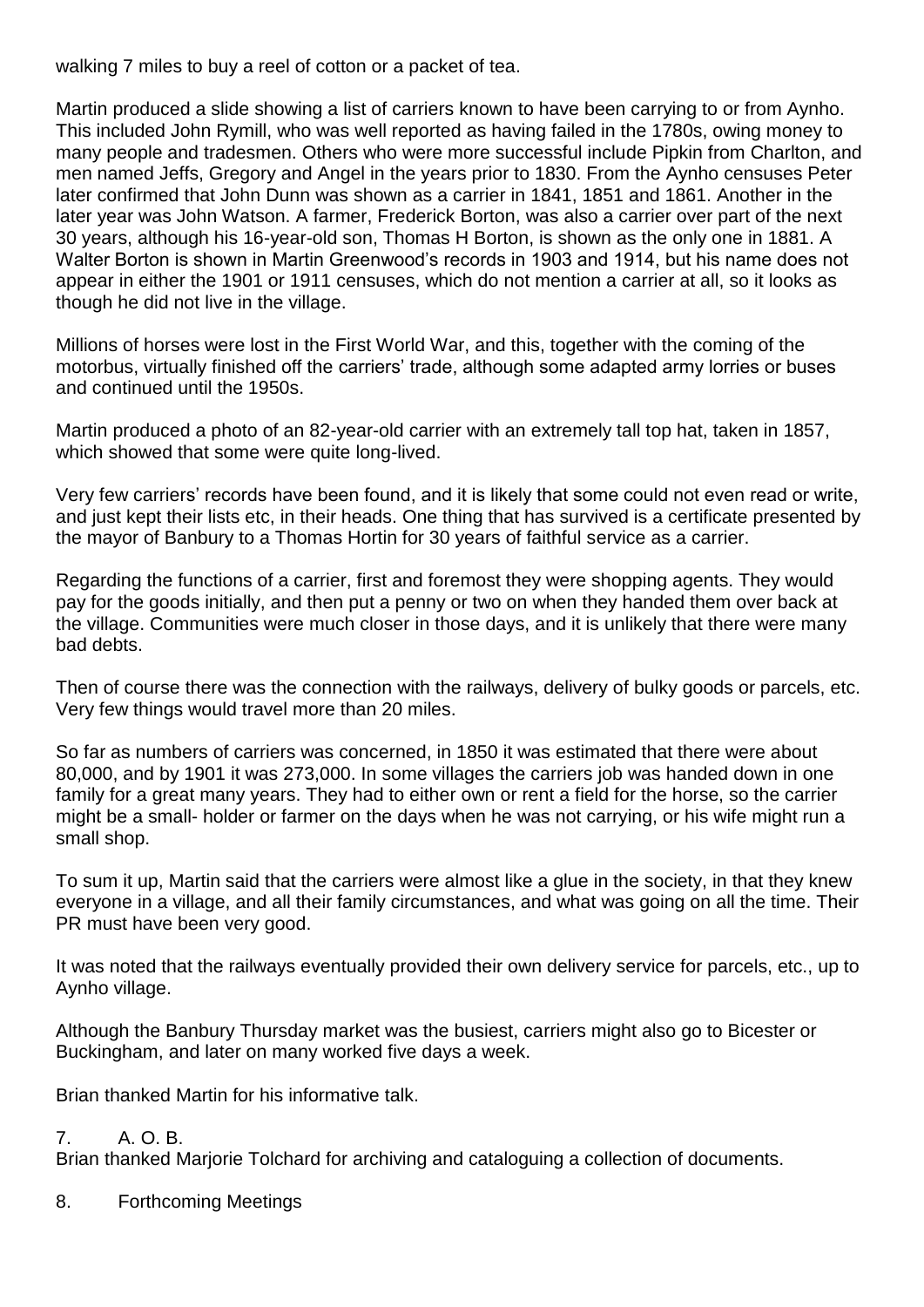walking 7 miles to buy a reel of cotton or a packet of tea.

Martin produced a slide showing a list of carriers known to have been carrying to or from Aynho. This included John Rymill, who was well reported as having failed in the 1780s, owing money to many people and tradesmen. Others who were more successful include Pipkin from Charlton, and men named Jeffs, Gregory and Angel in the years prior to 1830. From the Aynho censuses Peter later confirmed that John Dunn was shown as a carrier in 1841, 1851 and 1861. Another in the later year was John Watson. A farmer, Frederick Borton, was also a carrier over part of the next 30 years, although his 16-year-old son, Thomas H Borton, is shown as the only one in 1881. A Walter Borton is shown in Martin Greenwood's records in 1903 and 1914, but his name does not appear in either the 1901 or 1911 censuses, which do not mention a carrier at all, so it looks as though he did not live in the village.

Millions of horses were lost in the First World War, and this, together with the coming of the motorbus, virtually finished off the carriers' trade, although some adapted army lorries or buses and continued until the 1950s.

Martin produced a photo of an 82-year-old carrier with an extremely tall top hat, taken in 1857, which showed that some were quite long-lived.

Very few carriers' records have been found, and it is likely that some could not even read or write, and just kept their lists etc, in their heads. One thing that has survived is a certificate presented by the mayor of Banbury to a Thomas Hortin for 30 years of faithful service as a carrier.

Regarding the functions of a carrier, first and foremost they were shopping agents. They would pay for the goods initially, and then put a penny or two on when they handed them over back at the village. Communities were much closer in those days, and it is unlikely that there were many bad debts.

Then of course there was the connection with the railways, delivery of bulky goods or parcels, etc. Very few things would travel more than 20 miles.

So far as numbers of carriers was concerned, in 1850 it was estimated that there were about 80,000, and by 1901 it was 273,000. In some villages the carriers job was handed down in one family for a great many years. They had to either own or rent a field for the horse, so the carrier might be a small- holder or farmer on the days when he was not carrying, or his wife might run a small shop.

To sum it up, Martin said that the carriers were almost like a glue in the society, in that they knew everyone in a village, and all their family circumstances, and what was going on all the time. Their PR must have been very good.

It was noted that the railways eventually provided their own delivery service for parcels, etc., up to Aynho village.

Although the Banbury Thursday market was the busiest, carriers might also go to Bicester or Buckingham, and later on many worked five days a week.

Brian thanked Martin for his informative talk.

7. A. O. B.

Brian thanked Marjorie Tolchard for archiving and cataloguing a collection of documents.

8. Forthcoming Meetings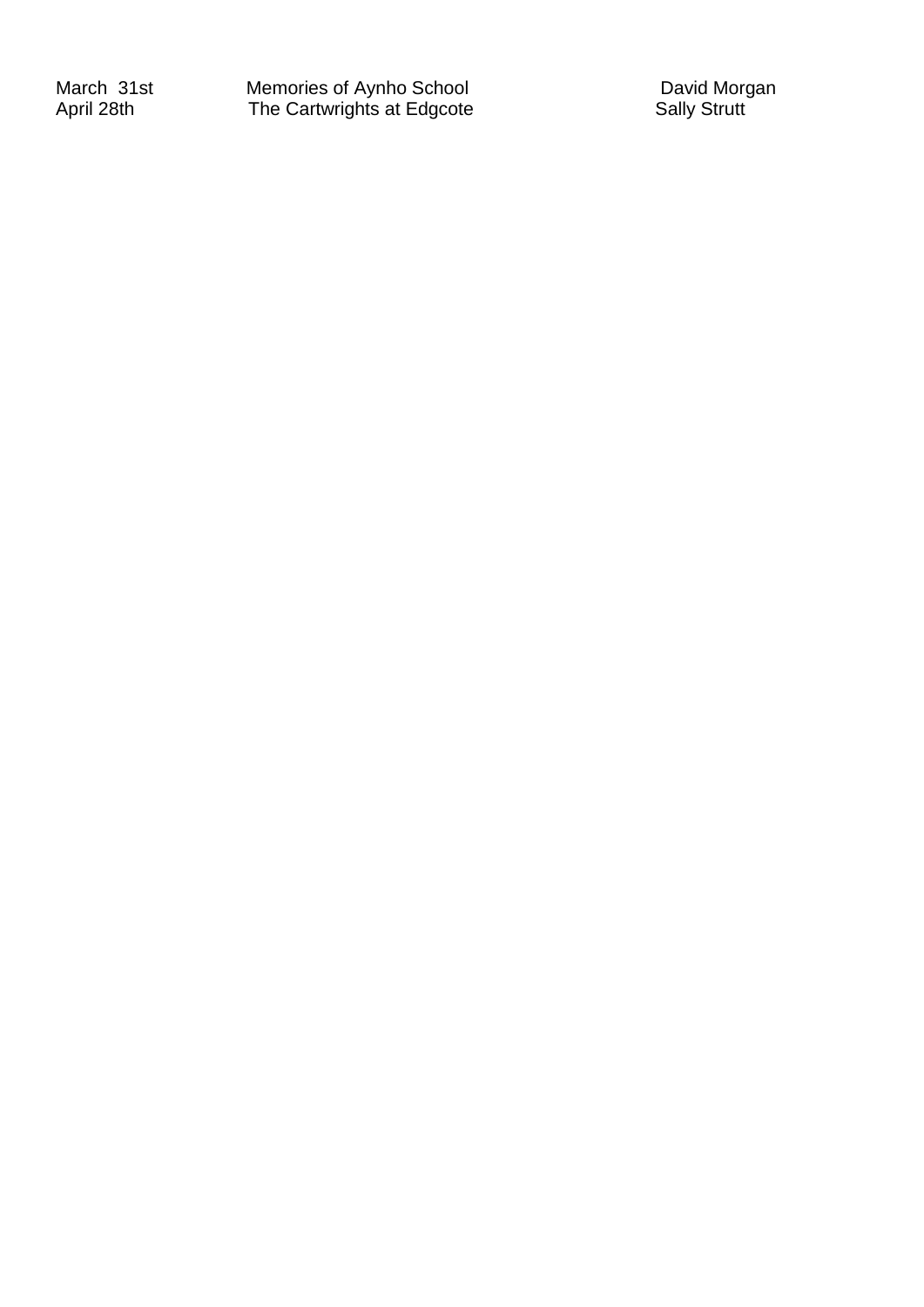| | | |
|---|---|---|
| March 31st | Memories of Aynho School | David Morgan |
| April 28th | The Cartwrights at Edgcote | Sally Strutt |